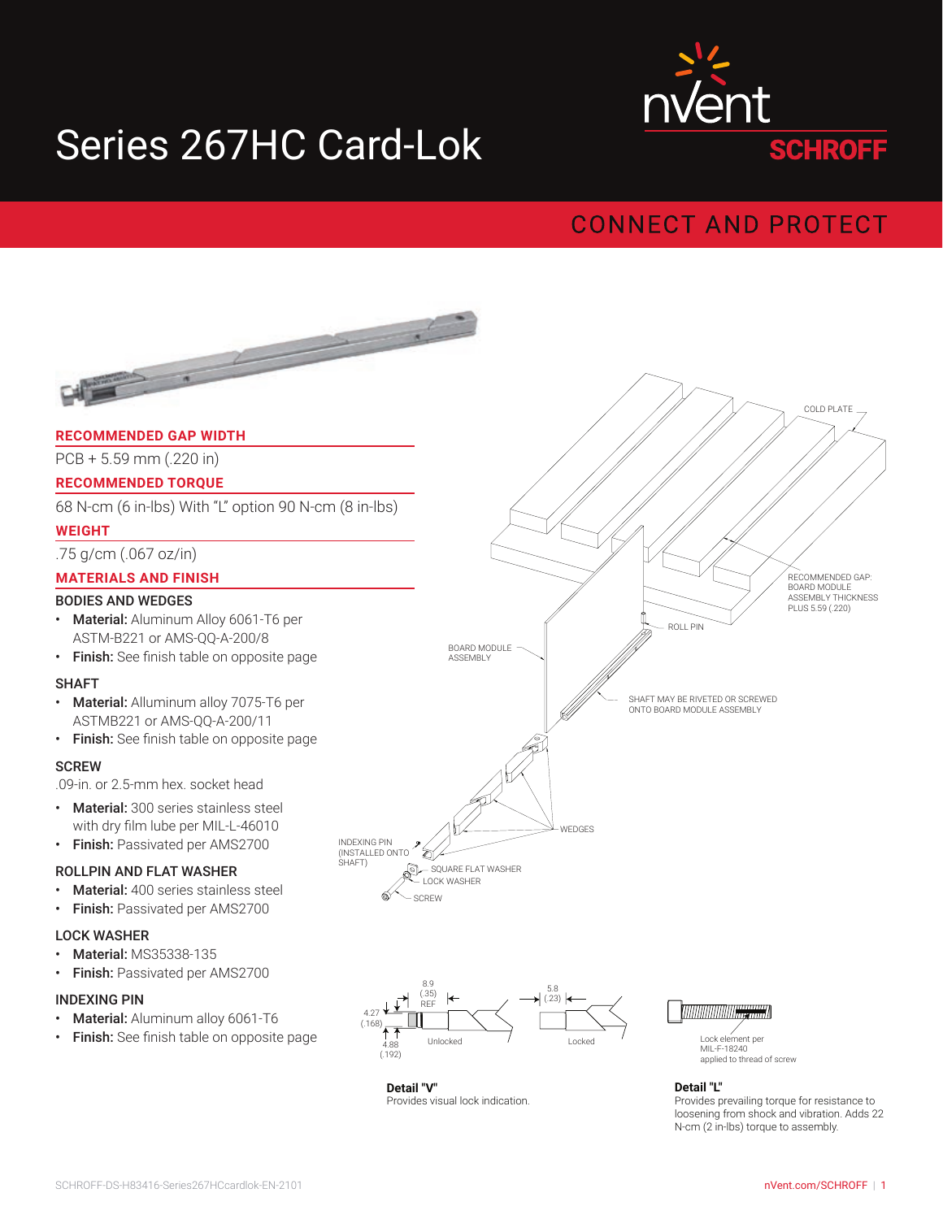# Series 267HC Card-Lok

nVent SCHROFF

CONNECT AND PROTECT

## RECOMMENDED GAP WIDTH

PCB + 5.59 mm (.220 in)

## RECOMMENDED TORQUE

68 N-cm (6 in-lbs) With "L" option 90 N-cm (8 in-lbs)

## WEIGHT

.75 g/cm (.067 oz/in)

## MATERIALS AND FINISH

### BODIES AND WEDGES

- **Material:** Aluminum Alloy 6061-T6 per ASTM-B221 or AMS-QQ-A-200/8
- **Finish:** See finish table on opposite page

### SHAFT

- **Material:** Alluminum alloy 7075-T6 per ASTMB221 or AMS-QQ-A-200/11
- **Finish:** See finish table on opposite page

### SCREW

.09-in. or 2.5-mm hex. socket head

- **Material:** 300 series stainless steel with dry film lube per MIL-L-46010
- **Finish:** Passivated per AMS2700

### ROLLPIN AND FLAT WASHER

- **Material:** 400 series stainless steel
- **Finish:** Passivated per AMS2700

### LOCK WASHER

- **Material:** MS35338-135
- **Finish:** Passivated per AMS2700

### INDEXING PIN

- **Material:** Aluminum alloy 6061-T6
- **Finish:** See finish table on opposite page

COLD PLATE

RECOMMENDED GAP: BOARD MODULE ASSEMBLY THICKNESS PLUS 5.59 (.220)

ROLL PIN

BOARD MODULE ASSEMBLY

SHAFT MAY BE RIVETED OR SCREWED ONTO BOARD MODULE ASSEMBLY

WEDGES

INDEXING PIN (INSTALLED ONTO SHAFT)

SQUARE FLAT WASHER

LOCK WASHER

SCREW

8.9 (.35) REF

4.27 (.168)

4.88 (.192)

Unlocked

5.8 (.23)

Locked

**Detail "V"**
Provides visual lock indication.

Lock element per MIL-F-18240 applied to thread of screw

**Detail "L"**
Provides prevailing torque for resistance to loosening from shock and vibration. Adds 22 N-cm (2 in-lbs) torque to assembly.

SCHROFF-DS-H83416-Series267HCcardlok-EN-2101

nVent.com/SCHROFF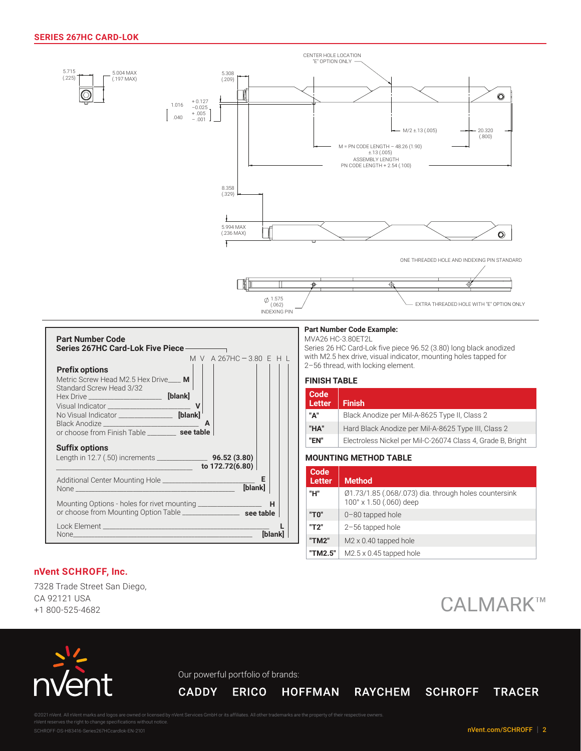## SERIES 267HC CARD-LOK

5.715 (.225)

5.004 MAX (.197 MAX)

5.308 (.209)

1.016 .040

+0.127 −0.025 +.005 −.001

CENTER HOLE LOCATION "E" OPTION ONLY

M/2 ±.13 (.005)

20.320 (.800)

M = PN CODE LENGTH − 48.26 (1.90) ±.13 (.005)

ASSEMBLY LENGTH PN CODE LENGTH + 2.54 (.100)

8.358 (.329)

5.994 MAX (.236 MAX)

ONE THREADED HOLE AND INDEXING PIN STANDARD

∅ 1.575 (.062) INDEXING PIN

EXTRA THREADED HOLE WITH "E" OPTION ONLY

### Part Number Code

**Series 267HC Card-Lok Five Piece**

M V A 267HC – 3.80 E H L

**Prefix options**

- Metric Screw Head M2.5 Hex Drive ____ **M**
- Standard Screw Head 3/32 Hex Drive ____ **[blank]**
- Visual Indicator ____ **V**
- No Visual Indicator ____ **[blank]**
- Black Anodize ____ **A**
- or choose from Finish Table ____ **see table**

**Suffix options**

- Length in 12.7 (.50) increments ____ **96.52 (3.80) to 172.72(6.80)**
- Additional Center Mounting Hole ____ **E**
- None ____ **[blank]**
- Mounting Options - holes for rivet mounting ____ **H**
- or choose from Mounting Option Table ____ **see table**
- Lock Element ____ **L**
- None ____ **[blank]**

**Part Number Code Example:**

MVA26 HC-3.80ET2L

Series 26 HC Card-Lok five piece 96.52 (3.80) long black anodized with M2.5 hex drive, visual indicator, mounting holes tapped for 2–56 thread, with locking element.

### FINISH TABLE

| Code Letter | Finish |
|---|---|
| "A" | Black Anodize per Mil-A-8625 Type II, Class 2 |
| "HA" | Hard Black Anodize per Mil-A-8625 Type III, Class 2 |
| "EN" | Electroless Nickel per Mil-C-26074 Class 4, Grade B, Bright |

### MOUNTING METHOD TABLE

| Code Letter | Method |
|---|---|
| "H" | Ø1.73/1.85 (.068/.073) dia. through holes countersink 100° x 1.50 (.060) deep |
| "T0" | 0–80 tapped hole |
| "T2" | 2–56 tapped hole |
| "TM2" | M2 x 0.40 tapped hole |
| "TM2.5" | M2.5 x 0.45 tapped hole |

**nVent SCHROFF, Inc.**

7328 Trade Street San Diego,
CA 92121 USA
+1 800-525-4682

CALMARK™

Our powerful portfolio of brands:

CADDY ERICO HOFFMAN RAYCHEM SCHROFF TRACER

©2021 nVent. All nVent marks and logos are owned or licensed by nVent Services GmbH or its affiliates. All other trademarks are the property of their respective owners.
nVent reserves the right to change specifications without notice.

SCHROFF-DS-H83416-Series267HCcardlok-EN-2101

nVent.com/SCHROFF